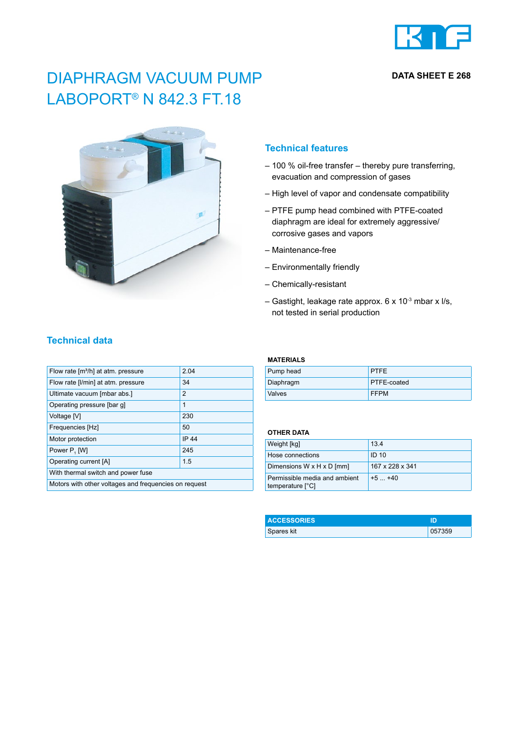DATA SHEET E 268

# DIAPHRAGM VACUUM PUMP LABOPORT® N 842.3 FT.18

## Technical features

- 100 % oil-free transfer – thereby pure transferring, evacuation and compression of gases
- High level of vapor and condensate compatibility
- PTFE pump head combined with PTFE-coated diaphragm are ideal for extremely aggressive/ corrosive gases and vapors
- Maintenance-free
- Environmentally friendly
- Chemically-resistant
- Gastight, leakage rate approx. 6 x $10^{-3}$ mbar x l/s, not tested in serial production

## Technical data

| | |
|---|---|
| Flow rate [m³/h] at atm. pressure | 2.04 |
| Flow rate [l/min] at atm. pressure | 34 |
| Ultimate vacuum [mbar abs.] | 2 |
| Operating pressure [bar g] | 1 |
| Voltage [V] | 230 |
| Frequencies [Hz] | 50 |
| Motor protection | IP 44 |
| Power $P_1$ [W] | 245 |
| Operating current [A] | 1.5 |
| With thermal switch and power fuse | |
| Motors with other voltages and frequencies on request | |

**MATERIALS**

| | |
|---|---|
| Pump head | PTFE |
| Diaphragm | PTFE-coated |
| Valves | FFPM |

**OTHER DATA**

| | |
|---|---|
| Weight [kg] | 13.4 |
| Hose connections | ID 10 |
| Dimensions W x H x D [mm] | 167 x 228 x 341 |
| Permissible media and ambient temperature [°C] | +5 ... +40 |

| ACCESSORIES | ID |
|---|---|
| Spares kit | 057359 |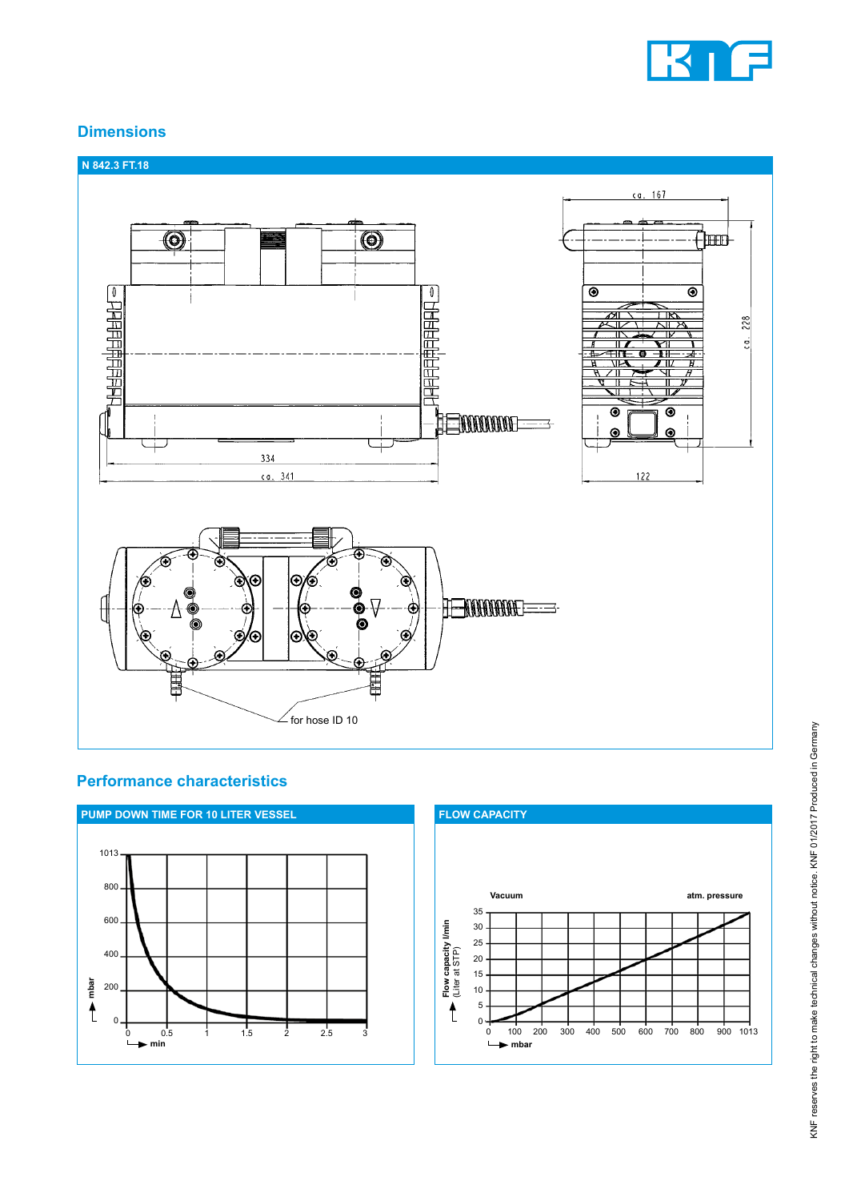## Dimensions

**N 842.3 FT.18**

ca. 167

ca. 228

334

ca. 341

122

for hose ID 10

## Performance characteristics

**PUMP DOWN TIME FOR 10 LITER VESSEL**

1013
800
600
400
200
0
mbar

0
0.5
1
1.5
2
2.5
3
min

**FLOW CAPACITY**

Vacuum

atm. pressure

Flow capacity l/min
(Liter at STP)

35
30
25
20
15
10
5
0

0
100
200
300
400
500
600
700
800
900
1013
mbar

KNF reserves the right to make technical changes without notice. KNF 01/2017 Produced in Germany